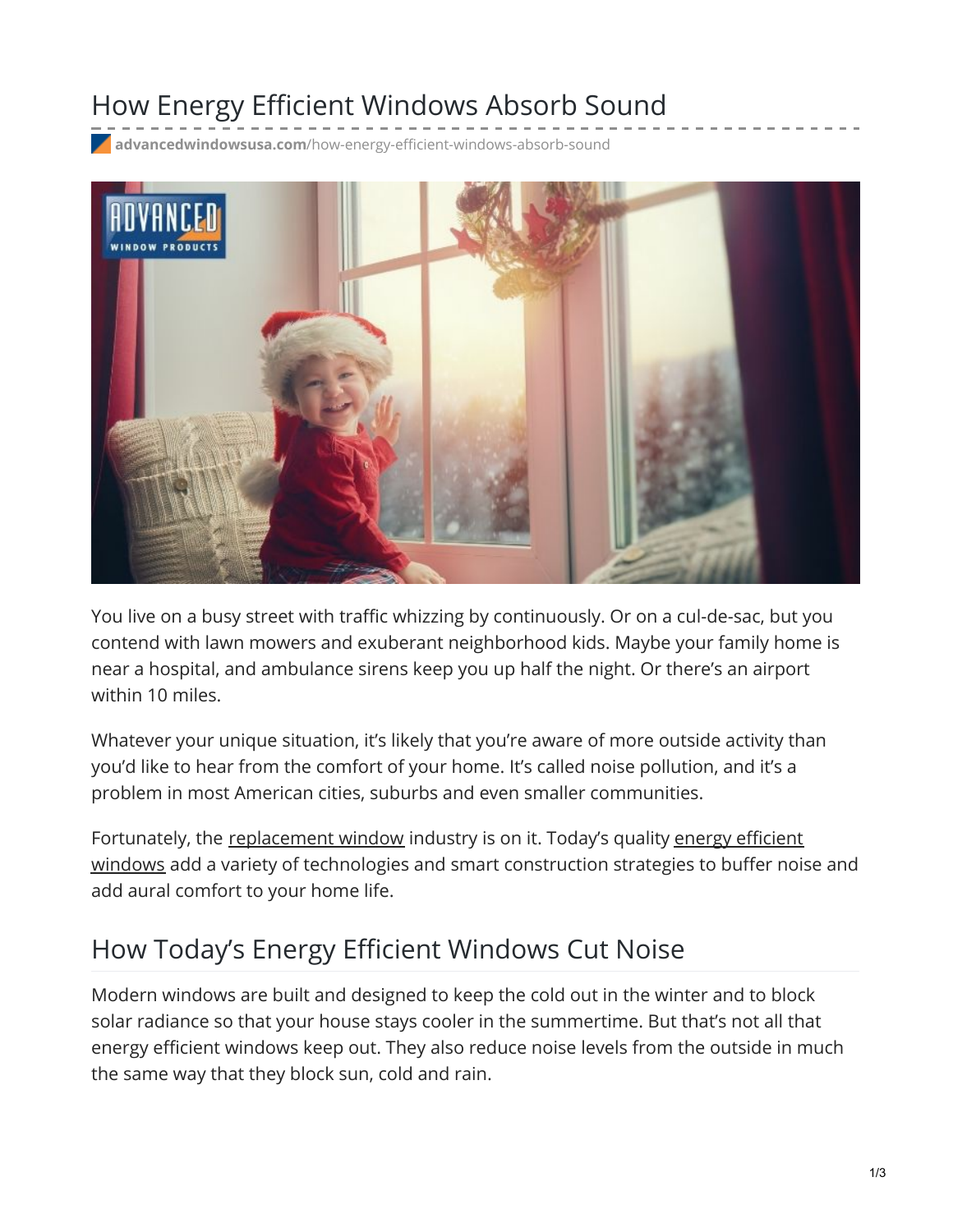# How Energy Efficient Windows Absorb Sound

advancedwindowsusa.com/how-energy-efficient-windows-absorb-sound

You live on a busy street with traffic whizzing by continuously. Or on a cul-de-sac, but you contend with lawn mowers and exuberant neighborhood kids. Maybe your family home is near a hospital, and ambulance sirens keep you up half the night. Or there's an airport within 10 miles.

Whatever your unique situation, it's likely that you're aware of more outside activity than you'd like to hear from the comfort of your home. It's called noise pollution, and it's a problem in most American cities, suburbs and even smaller communities.

Fortunately, the replacement window industry is on it. Today's quality energy efficient windows add a variety of technologies and smart construction strategies to buffer noise and add aural comfort to your home life.

## How Today's Energy Efficient Windows Cut Noise

Modern windows are built and designed to keep the cold out in the winter and to block solar radiance so that your house stays cooler in the summertime. But that's not all that energy efficient windows keep out. They also reduce noise levels from the outside in much the same way that they block sun, cold and rain.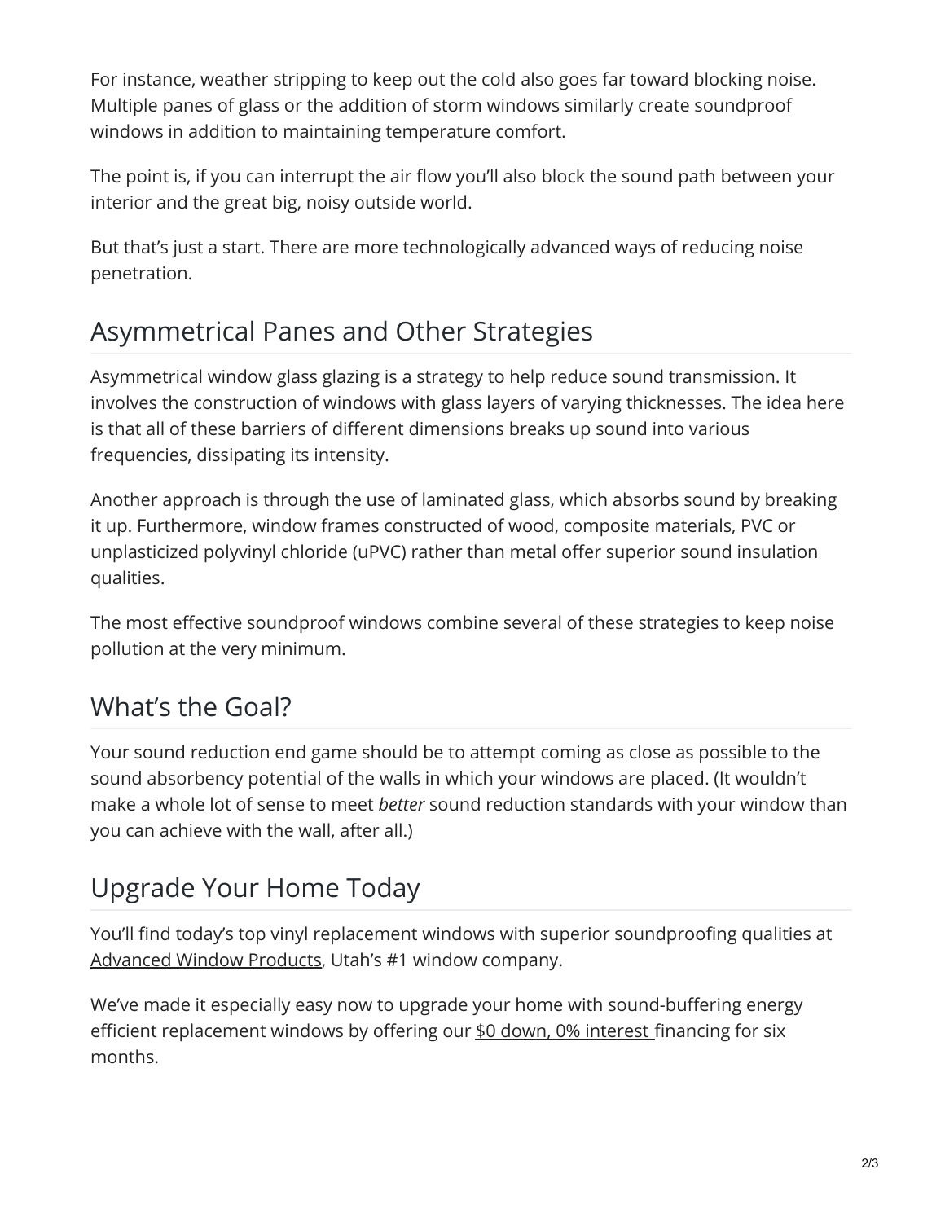For instance, weather stripping to keep out the cold also goes far toward blocking noise. Multiple panes of glass or the addition of storm windows similarly create soundproof windows in addition to maintaining temperature comfort.

The point is, if you can interrupt the air flow you'll also block the sound path between your interior and the great big, noisy outside world.

But that's just a start. There are more technologically advanced ways of reducing noise penetration.

## Asymmetrical Panes and Other Strategies

Asymmetrical window glass glazing is a strategy to help reduce sound transmission. It involves the construction of windows with glass layers of varying thicknesses. The idea here is that all of these barriers of different dimensions breaks up sound into various frequencies, dissipating its intensity.

Another approach is through the use of laminated glass, which absorbs sound by breaking it up. Furthermore, window frames constructed of wood, composite materials, PVC or unplasticized polyvinyl chloride (uPVC) rather than metal offer superior sound insulation qualities.

The most effective soundproof windows combine several of these strategies to keep noise pollution at the very minimum.

## What's the Goal?

Your sound reduction end game should be to attempt coming as close as possible to the sound absorbency potential of the walls in which your windows are placed. (It wouldn't make a whole lot of sense to meet *better* sound reduction standards with your window than you can achieve with the wall, after all.)

## Upgrade Your Home Today

You'll find today's top vinyl replacement windows with superior soundproofing qualities at Advanced Window Products, Utah's #1 window company.

We've made it especially easy now to upgrade your home with sound-buffering energy efficient replacement windows by offering our $0 down, 0% interest financing for six months.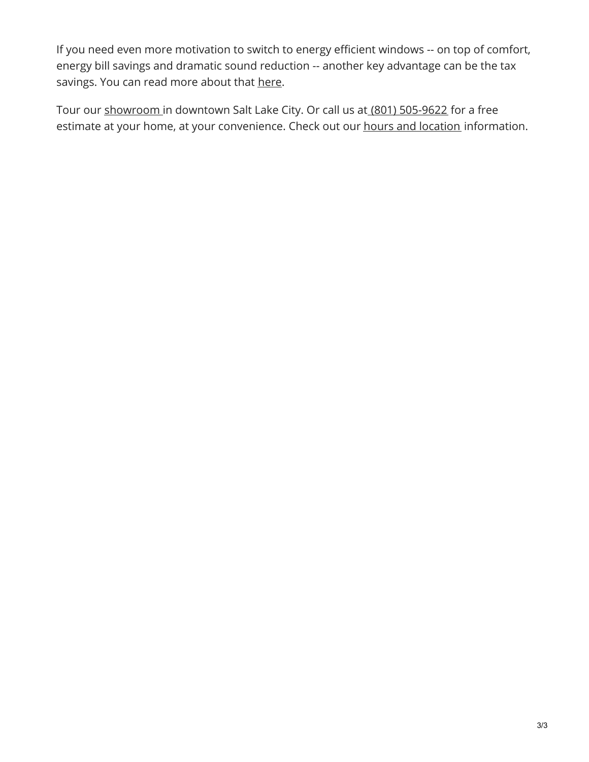If you need even more motivation to switch to energy efficient windows -- on top of comfort, energy bill savings and dramatic sound reduction -- another key advantage can be the tax savings. You can read more about that here.

Tour our showroom in downtown Salt Lake City. Or call us at (801) 505-9622 for a free estimate at your home, at your convenience. Check out our hours and location information.